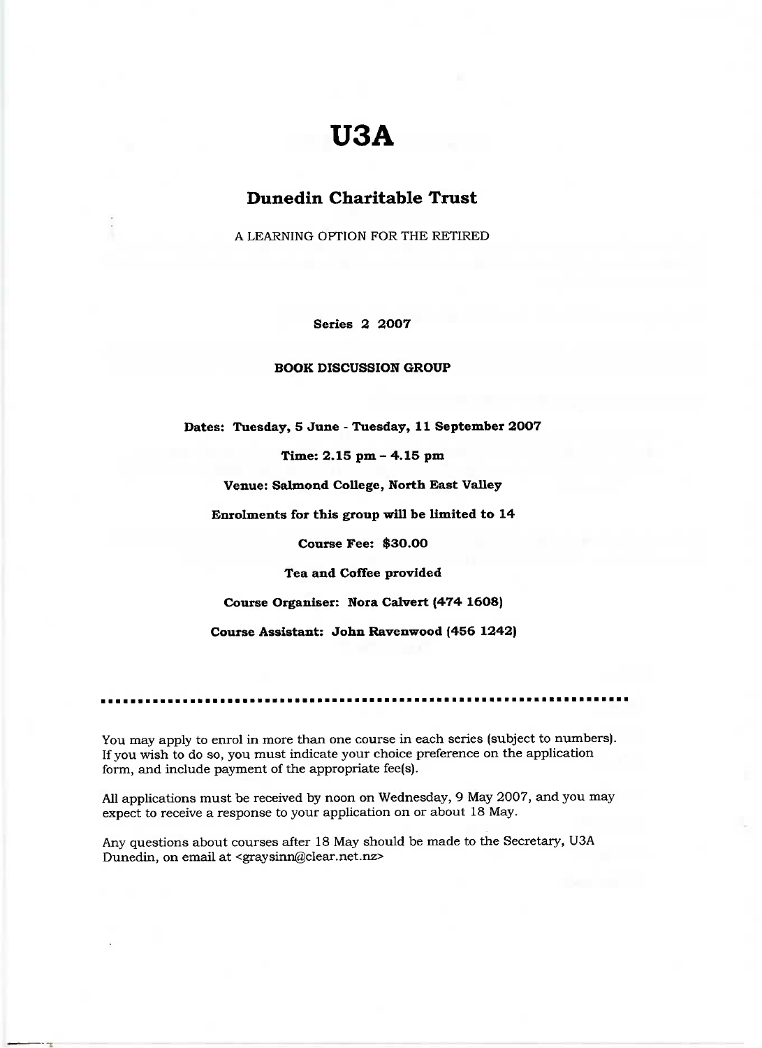# U3A

## Dunedin Charitable Trust

A LEARNING OPTION FOR THE RETIRED

**Series 2 2007**

**BOOK DISCUSSION GROUP**

**Dates: Tuesday, 5 June - Tuesday, 11 September 2007**

**Time: 2.15 pm – 4.15 pm**

**Venue: Salmond College, North East Valley**

**Enrolments for this group will be limited to 14**

**Course Fee: $30.00**

**Tea and Coffee provided**

**Course Organiser: Nora Calvert (474 1608)**

**Course Assistant: John Ravenwood (456 1242)**

---

You may apply to enrol in more than one course in each series (subject to numbers). If you wish to do so, you must indicate your choice preference on the application form, and include payment of the appropriate fee(s).

All applications must be received by noon on Wednesday, 9 May 2007, and you may expect to receive a response to your application on or about 18 May.

Any questions about courses after 18 May should be made to the Secretary, U3A Dunedin, on email at <graysinn@clear.net.nz>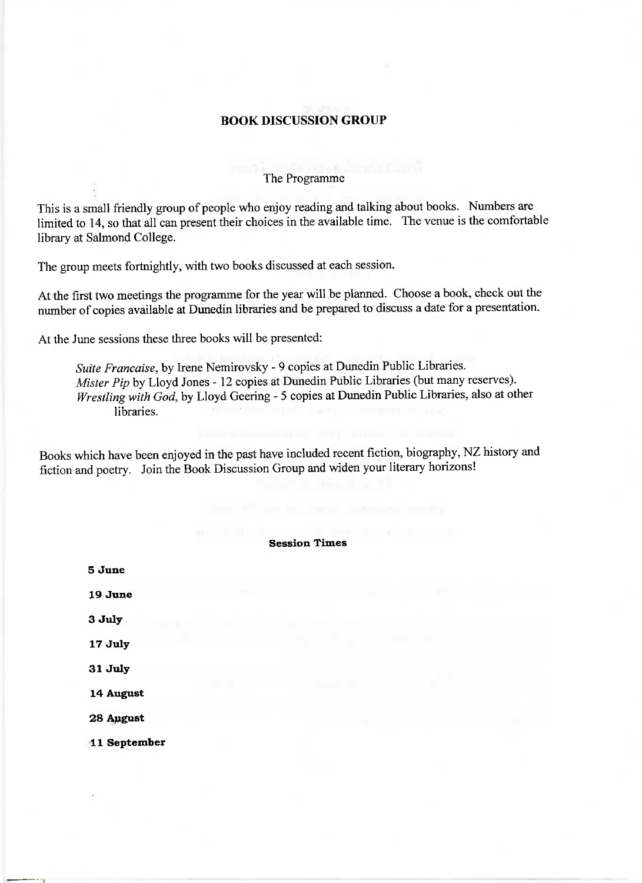# BOOK DISCUSSION GROUP

The Programme

This is a small friendly group of people who enjoy reading and talking about books. Numbers are limited to 14, so that all can present their choices in the available time. The venue is the comfortable library at Salmond College.

The group meets fortnightly, with two books discussed at each session.

At the first two meetings the programme for the year will be planned. Choose a book, check out the number of copies available at Dunedin libraries and be prepared to discuss a date for a presentation.

At the June sessions these three books will be presented:

*Suite Francaise*, by Irene Nemirovsky - 9 copies at Dunedin Public Libraries.
*Mister Pip* by Lloyd Jones - 12 copies at Dunedin Public Libraries (but many reserves).
*Wrestling with God*, by Lloyd Geering - 5 copies at Dunedin Public Libraries, also at other libraries.

Books which have been enjoyed in the past have included recent fiction, biography, NZ history and fiction and poetry. Join the Book Discussion Group and widen your literary horizons!

**Session Times**

**5 June**

**19 June**

**3 July**

**17 July**

**31 July**

**14 August**

**28 August**

**11 September**